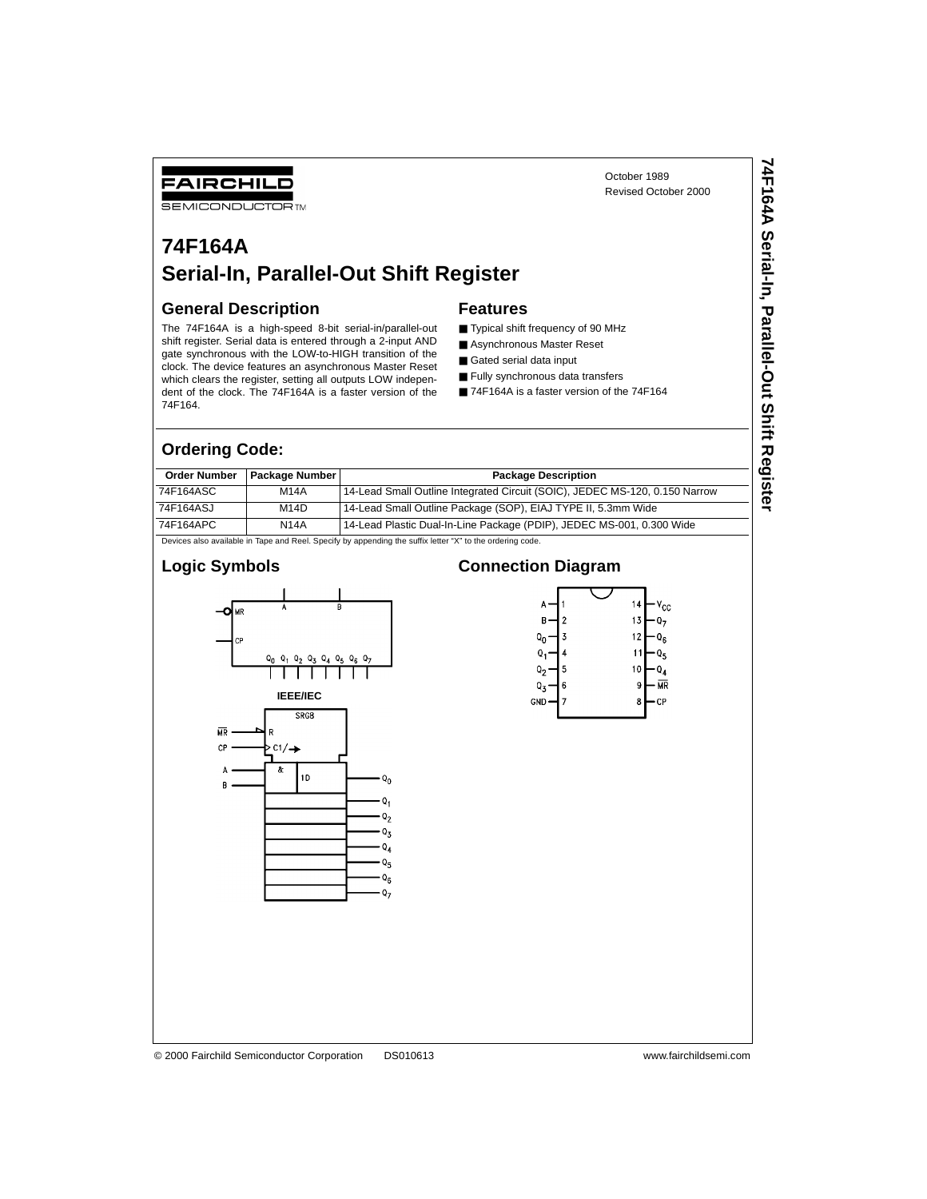FAIRCHILD SEMICONDUCTOR™

October 1989
Revised October 2000

# 74F164A Serial-In, Parallel-Out Shift Register

## General Description

The 74F164A is a high-speed 8-bit serial-in/parallel-out shift register. Serial data is entered through a 2-input AND gate synchronous with the LOW-to-HIGH transition of the clock. The device features an asynchronous Master Reset which clears the register, setting all outputs LOW independent of the clock. The 74F164A is a faster version of the 74F164.

## Features

- Typical shift frequency of 90 MHz
- Asynchronous Master Reset
- Gated serial data input
- Fully synchronous data transfers
- 74F164A is a faster version of the 74F164

## Ordering Code:

| Order Number | Package Number | Package Description |
|---|---|---|
| 74F164ASC | M14A | 14-Lead Small Outline Integrated Circuit (SOIC), JEDEC MS-120, 0.150 Narrow |
| 74F164ASJ | M14D | 14-Lead Small Outline Package (SOP), EIAJ TYPE II, 5.3mm Wide |
| 74F164APC | N14A | 14-Lead Plastic Dual-In-Line Package (PDIP), JEDEC MS-001, 0.300 Wide |

Devices also available in Tape and Reel. Specify by appending the suffix letter "X" to the ordering code.

## Logic Symbols

IEEE/IEC

## Connection Diagram

| Pin | Name | Pin | Name |
|---|---|---|---|
| 1 | A | 14 | $V_{CC}$ |
| 2 | B | 13 | $Q_7$ |
| 3 | $Q_0$ | 12 | $Q_6$ |
| 4 | $Q_1$ | 11 | $Q_5$ |
| 5 | $Q_2$ | 10 | $Q_4$ |
| 6 | $Q_3$ | 9 | $\overline{MR}$ |
| 7 | GND | 8 | CP |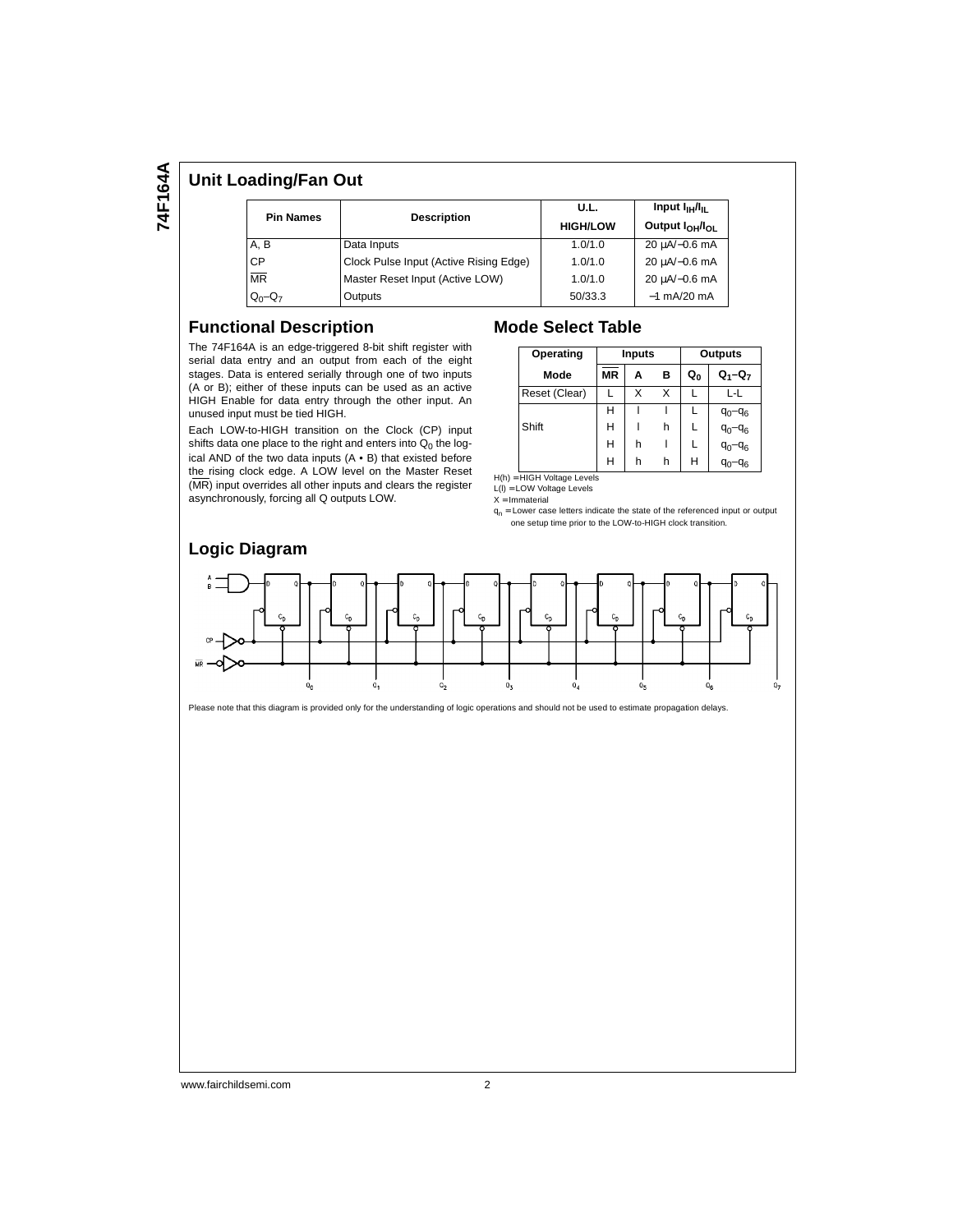## Unit Loading/Fan Out

| Pin Names | Description | U.L. HIGH/LOW | Input $I_{IH}/I_{IL}$ Output $I_{OH}/I_{OL}$ |
|---|---|---|---|
| A, B | Data Inputs | 1.0/1.0 | 20 µA/−0.6 mA |
| CP | Clock Pulse Input (Active Rising Edge) | 1.0/1.0 | 20 µA/−0.6 mA |
| $\overline{MR}$ | Master Reset Input (Active LOW) | 1.0/1.0 | 20 µA/−0.6 mA |
| $Q_0$–$Q_7$ | Outputs | 50/33.3 | −1 mA/20 mA |

## Functional Description

The 74F164A is an edge-triggered 8-bit shift register with serial data entry and an output from each of the eight stages. Data is entered serially through one of two inputs (A or B); either of these inputs can be used as an active HIGH Enable for data entry through the other input. An unused input must be tied HIGH.

Each LOW-to-HIGH transition on the Clock (CP) input shifts data one place to the right and enters into $Q_0$ the logical AND of the two data inputs (A • B) that existed before the rising clock edge. A LOW level on the Master Reset ($\overline{MR}$) input overrides all other inputs and clears the register asynchronously, forcing all Q outputs LOW.

## Mode Select Table

| Operating Mode | Inputs | | | Outputs | |
|---|---|---|---|---|---|
| | $\overline{MR}$ | A | B | $Q_0$ | $Q_1$–$Q_7$ |
| Reset (Clear) | L | X | X | L | L-L |
| Shift | H | l | l | L | $q_0$–$q_6$ |
| | H | l | h | L | $q_0$–$q_6$ |
| | H | h | l | L | $q_0$–$q_6$ |
| | H | h | h | H | $q_0$–$q_6$ |

H(h) = HIGH Voltage Levels
L(l) = LOW Voltage Levels
X = Immaterial
$q_n$ = Lower case letters indicate the state of the referenced input or output one setup time prior to the LOW-to-HIGH clock transition.

## Logic Diagram

Please note that this diagram is provided only for the understanding of logic operations and should not be used to estimate propagation delays.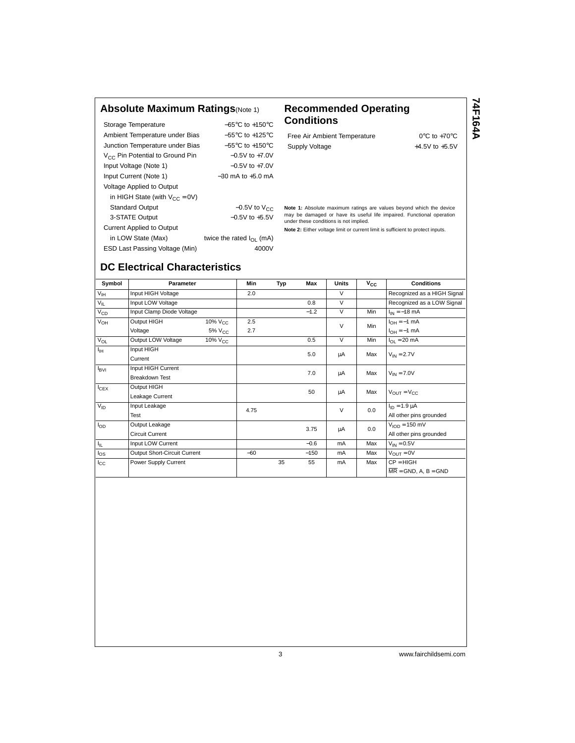## Absolute Maximum Ratings(Note 1)

| | |
|---|---|
| Storage Temperature | −65°C to +150°C |
| Ambient Temperature under Bias | −55°C to +125°C |
| Junction Temperature under Bias | −55°C to +150°C |
| $V_{CC}$ Pin Potential to Ground Pin | −0.5V to +7.0V |
| Input Voltage (Note 1) | −0.5V to +7.0V |
| Input Current (Note 1) | −30 mA to +5.0 mA |
| Voltage Applied to Output | |
| in HIGH State (with $V_{CC}$ = 0V) | |
| Standard Output | −0.5V to $V_{CC}$ |
| 3-STATE Output | −0.5V to +5.5V |
| Current Applied to Output | |
| in LOW State (Max) | twice the rated $I_{OL}$ (mA) |
| ESD Last Passing Voltage (Min) | 4000V |

## Recommended Operating Conditions

| | |
|---|---|
| Free Air Ambient Temperature | 0°C to +70°C |
| Supply Voltage | +4.5V to +5.5V |

**Note 1:** Absolute maximum ratings are values beyond which the device may be damaged or have its useful life impaired. Functional operation under these conditions is not implied.

**Note 2:** Either voltage limit or current limit is sufficient to protect inputs.

## DC Electrical Characteristics

| Symbol | Parameter | | Min | Typ | Max | Units | $V_{CC}$ | Conditions |
|---|---|---|---|---|---|---|---|---|
| $V_{IH}$ | Input HIGH Voltage | | 2.0 | | | V | | Recognized as a HIGH Signal |
| $V_{IL}$ | Input LOW Voltage | | | | 0.8 | V | | Recognized as a LOW Signal |
| $V_{CD}$ | Input Clamp Diode Voltage | | | | −1.2 | V | Min | $I_{IN}$ = −18 mA |
| $V_{OH}$ | Output HIGH Voltage | 10% $V_{CC}$ | 2.5 | | | V | Min | $I_{OH}$ = −1 mA |
| | | 5% $V_{CC}$ | 2.7 | | | | | $I_{OH}$ = −1 mA |
| $V_{OL}$ | Output LOW Voltage | 10% $V_{CC}$ | | | 0.5 | V | Min | $I_{OL}$ = 20 mA |
| $I_{IH}$ | Input HIGH Current | | | | 5.0 | µA | Max | $V_{IN}$ = 2.7V |
| $I_{BVI}$ | Input HIGH Current Breakdown Test | | | | 7.0 | µA | Max | $V_{IN}$ = 7.0V |
| $I_{CEX}$ | Output HIGH Leakage Current | | | | 50 | µA | Max | $V_{OUT}$ = $V_{CC}$ |
| $V_{ID}$ | Input Leakage Test | | 4.75 | | | V | 0.0 | $I_{ID}$ = 1.9 µA<br>All other pins grounded |
| $I_{OD}$ | Output Leakage Circuit Current | | | | 3.75 | µA | 0.0 | $V_{IOD}$ = 150 mV<br>All other pins grounded |
| $I_{IL}$ | Input LOW Current | | | | −0.6 | mA | Max | $V_{IN}$ = 0.5V |
| $I_{OS}$ | Output Short-Circuit Current | | −60 | | −150 | mA | Max | $V_{OUT}$ = 0V |
| $I_{CC}$ | Power Supply Current | | | 35 | 55 | mA | Max | CP = HIGH<br>$\overline{MR}$ = GND, A, B = GND |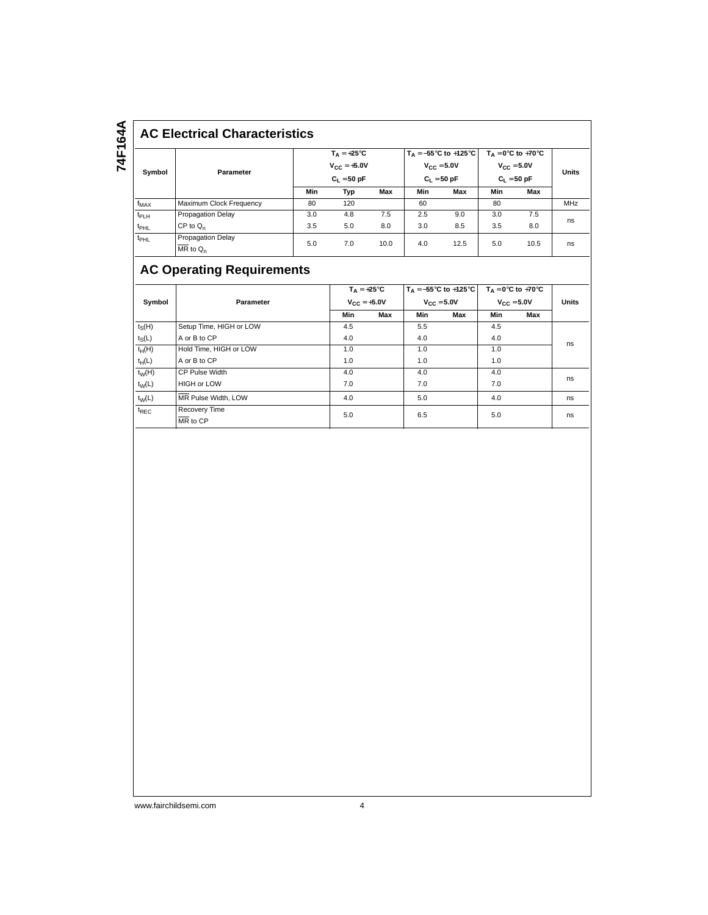## AC Electrical Characteristics

| Symbol | Parameter | $T_A = +25°C$ $V_{CC} = +5.0V$ $C_L = 50$ pF | | | $T_A = -55°C$ to $+125°C$ $V_{CC} = 5.0V$ $C_L = 50$ pF | | $T_A = 0°C$ to $+70°C$ $V_{CC} = 5.0V$ $C_L = 50$ pF | | Units |
|---|---|---|---|---|---|---|---|---|---|
| | | Min | Typ | Max | Min | Max | Min | Max | |
| $f_{MAX}$ | Maximum Clock Frequency | 80 | 120 | | 60 | | 80 | | MHz |
| $t_{PLH}$ | Propagation Delay | 3.0 | 4.8 | 7.5 | 2.5 | 9.0 | 3.0 | 7.5 | ns |
| $t_{PHL}$ | CP to $Q_n$ | 3.5 | 5.0 | 8.0 | 3.0 | 8.5 | 3.5 | 8.0 | |
| $t_{PHL}$ | Propagation Delay $\overline{MR}$ to $Q_n$ | 5.0 | 7.0 | 10.0 | 4.0 | 12.5 | 5.0 | 10.5 | ns |

## AC Operating Requirements

| Symbol | Parameter | $T_A = +25°C$ $V_{CC} = +5.0V$ | | $T_A = -55°C$ to $+125°C$ $V_{CC} = 5.0V$ | | $T_A = 0°C$ to $+70°C$ $V_{CC} = 5.0V$ | | Units |
|---|---|---|---|---|---|---|---|---|
| | | Min | Max | Min | Max | Min | Max | |
| $t_S(H)$ | Setup Time, HIGH or LOW | 4.5 | | 5.5 | | 4.5 | | ns |
| $t_S(L)$ | A or B to CP | 4.0 | | 4.0 | | 4.0 | | |
| $t_H(H)$ | Hold Time, HIGH or LOW | 1.0 | | 1.0 | | 1.0 | | |
| $t_H(L)$ | A or B to CP | 1.0 | | 1.0 | | 1.0 | | |
| $t_W(H)$ | CP Pulse Width | 4.0 | | 4.0 | | 4.0 | | ns |
| $t_W(L)$ | HIGH or LOW | 7.0 | | 7.0 | | 7.0 | | |
| $t_W(L)$ | $\overline{MR}$ Pulse Width, LOW | 4.0 | | 5.0 | | 4.0 | | ns |
| $t_{REC}$ | Recovery Time $\overline{MR}$ to CP | 5.0 | | 6.5 | | 5.0 | | ns |